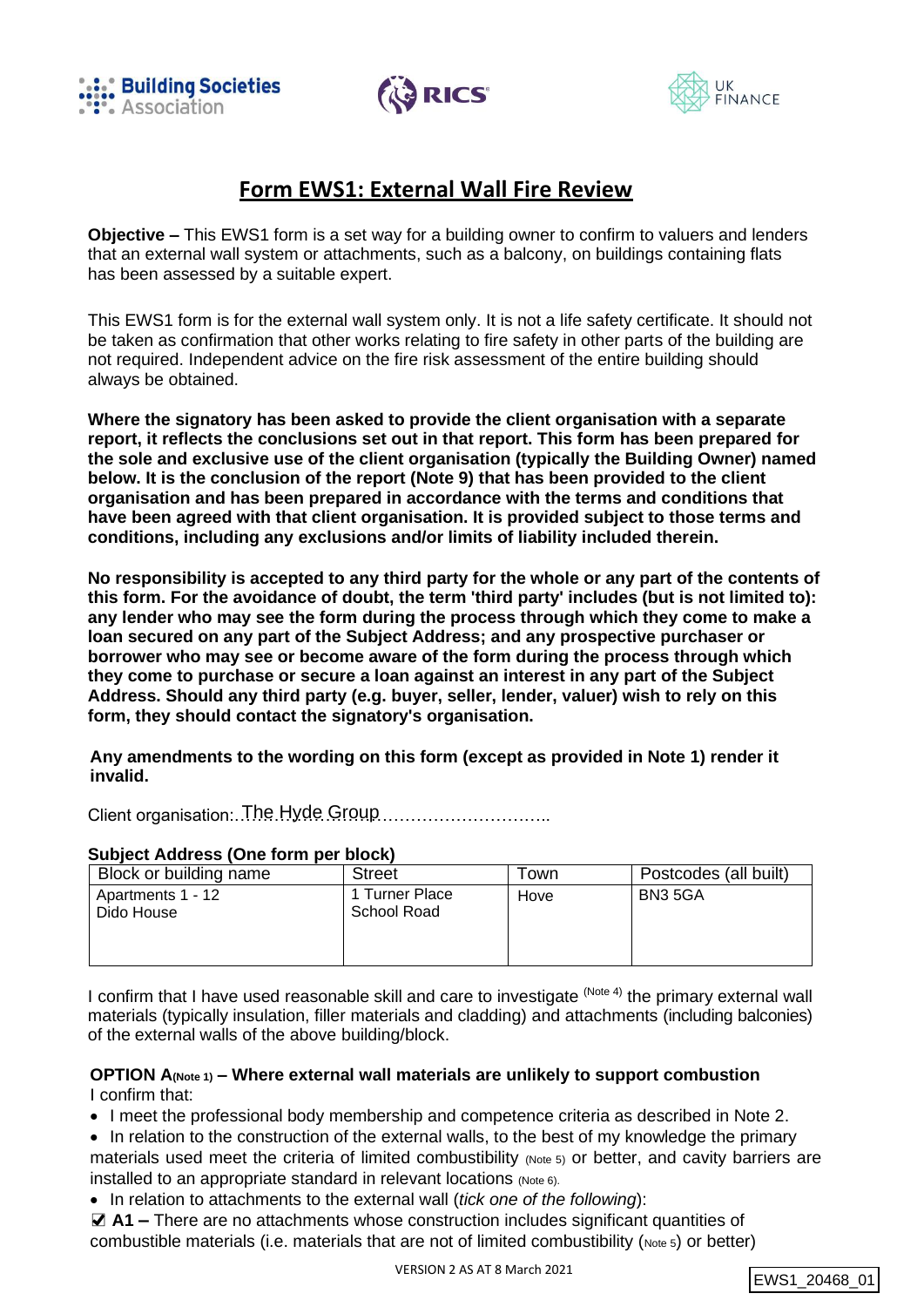Building Societies Association | RICS | UK FINANCE

# Form EWS1: External Wall Fire Review

**Objective –** This EWS1 form is a set way for a building owner to confirm to valuers and lenders that an external wall system or attachments, such as a balcony, on buildings containing flats has been assessed by a suitable expert.

This EWS1 form is for the external wall system only. It is not a life safety certificate. It should not be taken as confirmation that other works relating to fire safety in other parts of the building are not required. Independent advice on the fire risk assessment of the entire building should always be obtained.

**Where the signatory has been asked to provide the client organisation with a separate report, it reflects the conclusions set out in that report. This form has been prepared for the sole and exclusive use of the client organisation (typically the Building Owner) named below. It is the conclusion of the report (Note 9) that has been provided to the client organisation and has been prepared in accordance with the terms and conditions that have been agreed with that client organisation. It is provided subject to those terms and conditions, including any exclusions and/or limits of liability included therein.**

**No responsibility is accepted to any third party for the whole or any part of the contents of this form. For the avoidance of doubt, the term 'third party' includes (but is not limited to): any lender who may see the form during the process through which they come to make a loan secured on any part of the Subject Address; and any prospective purchaser or borrower who may see or become aware of the form during the process through which they come to purchase or secure a loan against an interest in any part of the Subject Address. Should any third party (e.g. buyer, seller, lender, valuer) wish to rely on this form, they should contact the signatory's organisation.**

**Any amendments to the wording on this form (except as provided in Note 1) render it invalid.**

Client organisation: The Hyde Group

**Subject Address (One form per block)**

| Block or building name | Street | Town | Postcodes (all built) |
|---|---|---|---|
| Apartments 1 - 12<br>Dido House | 1 Turner Place<br>School Road | Hove | BN3 5GA |

I confirm that I have used reasonable skill and care to investigate (Note 4) the primary external wall materials (typically insulation, filler materials and cladding) and attachments (including balconies) of the external walls of the above building/block.

**OPTION A (Note 1) – Where external wall materials are unlikely to support combustion**
I confirm that:

- I meet the professional body membership and competence criteria as described in Note 2.
- In relation to the construction of the external walls, to the best of my knowledge the primary materials used meet the criteria of limited combustibility (Note 5) or better, and cavity barriers are installed to an appropriate standard in relevant locations (Note 6).
- In relation to attachments to the external wall (*tick one of the following*):

☑ **A1 –** There are no attachments whose construction includes significant quantities of combustible materials (i.e. materials that are not of limited combustibility (Note 5) or better)

VERSION 2 AS AT 8 March 2021

EWS1_20468_01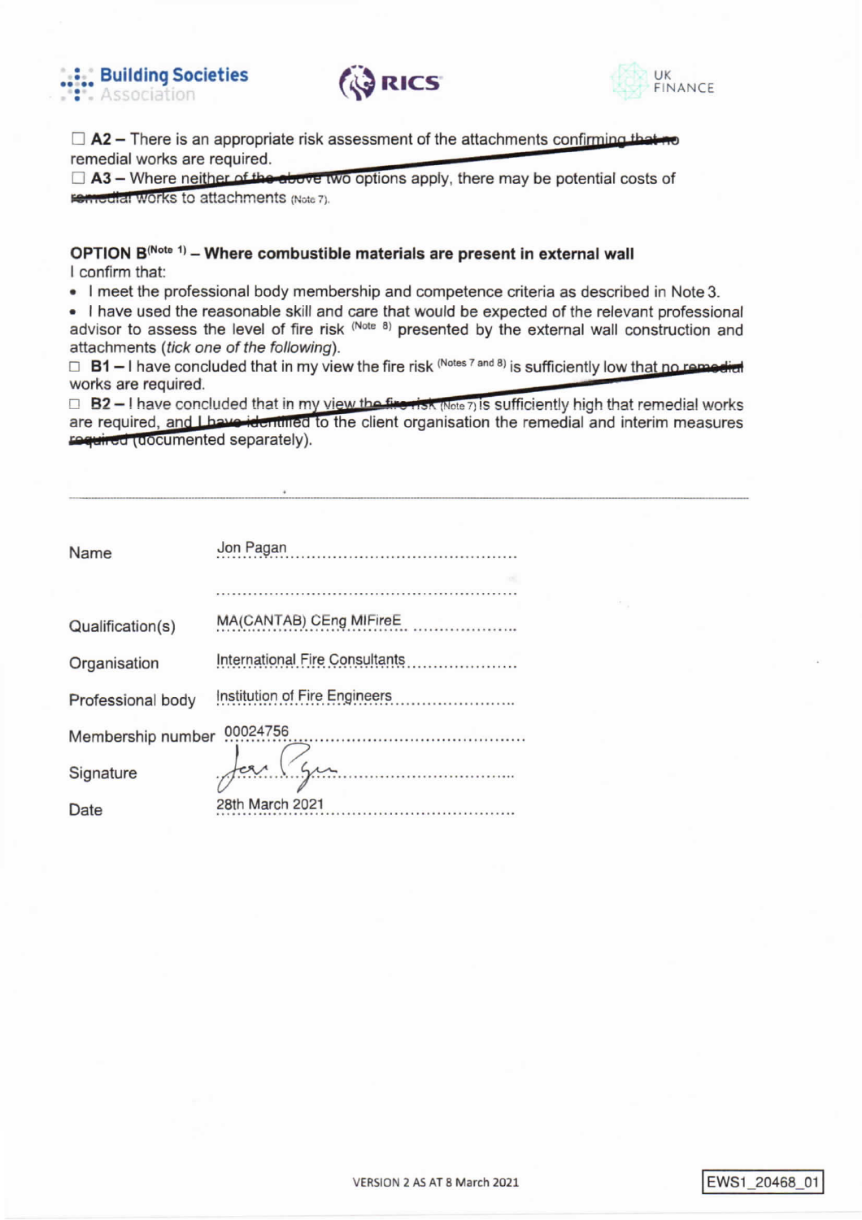☐ **A2** – There is an appropriate risk assessment of the attachments confirming that no remedial works are required.

☐ **A3** – Where neither of the above two options apply, there may be potential costs of remedial works to attachments (Note 7).

### OPTION B[Note 1] – Where combustible materials are present in external wall

I confirm that:

- I meet the professional body membership and competence criteria as described in Note 3.
- I have used the reasonable skill and care that would be expected of the relevant professional advisor to assess the level of fire risk (Note 8) presented by the external wall construction and attachments (*tick one of the following*).

☐ **B1** – I have concluded that in my view the fire risk (Notes 7 and 8) is sufficiently low that no remedial works are required.

☐ **B2** – I have concluded that in my view the fire risk (Note 7) is sufficiently high that remedial works are required, and I have identified to the client organisation the remedial and interim measures required (documented separately).

---

| | |
|---|---|
| Name | Jon Pagan |
| Qualification(s) | MA(CANTAB) CEng MIFireE |
| Organisation | International Fire Consultants |
| Professional body | Institution of Fire Engineers |
| Membership number | 00024756 |
| Signature | Jon Pagan |
| Date | 28th March 2021 |

VERSION 2 AS AT 8 March 2021

EWS1_20468_01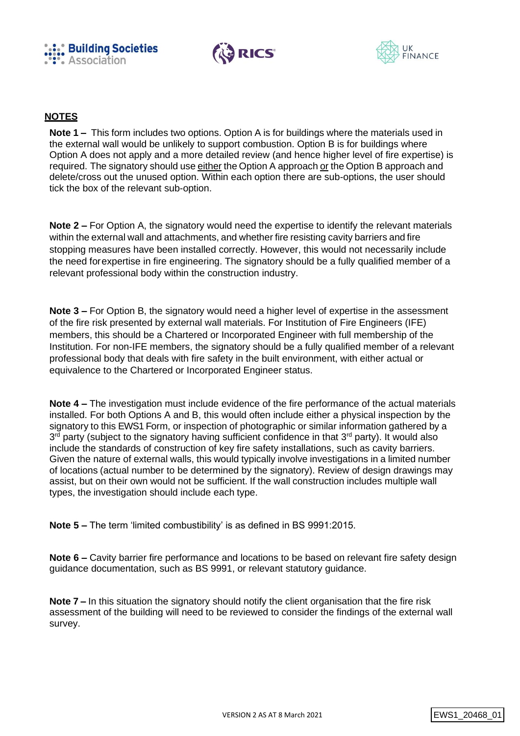**NOTES**

**Note 1 –** This form includes two options. Option A is for buildings where the materials used in the external wall would be unlikely to support combustion. Option B is for buildings where Option A does not apply and a more detailed review (and hence higher level of fire expertise) is required. The signatory should use either the Option A approach or the Option B approach and delete/cross out the unused option. Within each option there are sub-options, the user should tick the box of the relevant sub-option.

**Note 2 –** For Option A, the signatory would need the expertise to identify the relevant materials within the external wall and attachments, and whether fire resisting cavity barriers and fire stopping measures have been installed correctly. However, this would not necessarily include the need forexpertise in fire engineering. The signatory should be a fully qualified member of a relevant professional body within the construction industry.

**Note 3 –** For Option B, the signatory would need a higher level of expertise in the assessment of the fire risk presented by external wall materials. For Institution of Fire Engineers (IFE) members, this should be a Chartered or Incorporated Engineer with full membership of the Institution. For non-IFE members, the signatory should be a fully qualified member of a relevant professional body that deals with fire safety in the built environment, with either actual or equivalence to the Chartered or Incorporated Engineer status.

**Note 4 –** The investigation must include evidence of the fire performance of the actual materials installed. For both Options A and B, this would often include either a physical inspection by the signatory to this EWS1 Form, or inspection of photographic or similar information gathered by a 3rd party (subject to the signatory having sufficient confidence in that 3rd party). It would also include the standards of construction of key fire safety installations, such as cavity barriers. Given the nature of external walls, this would typically involve investigations in a limited number of locations (actual number to be determined by the signatory). Review of design drawings may assist, but on their own would not be sufficient. If the wall construction includes multiple wall types, the investigation should include each type.

**Note 5 –** The term 'limited combustibility' is as defined in BS 9991:2015.

**Note 6 –** Cavity barrier fire performance and locations to be based on relevant fire safety design guidance documentation, such as BS 9991, or relevant statutory guidance.

**Note 7 –** In this situation the signatory should notify the client organisation that the fire risk assessment of the building will need to be reviewed to consider the findings of the external wall survey.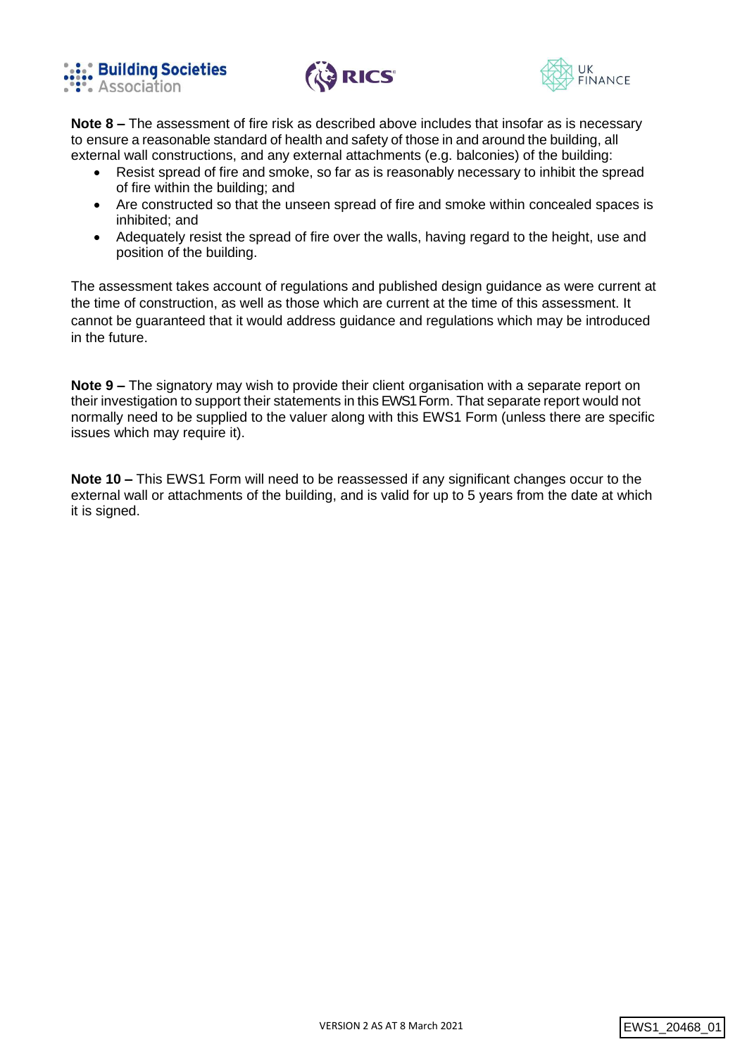**Note 8 –** The assessment of fire risk as described above includes that insofar as is necessary to ensure a reasonable standard of health and safety of those in and around the building, all external wall constructions, and any external attachments (e.g. balconies) of the building:

- Resist spread of fire and smoke, so far as is reasonably necessary to inhibit the spread of fire within the building; and
- Are constructed so that the unseen spread of fire and smoke within concealed spaces is inhibited; and
- Adequately resist the spread of fire over the walls, having regard to the height, use and position of the building.

The assessment takes account of regulations and published design guidance as were current at the time of construction, as well as those which are current at the time of this assessment. It cannot be guaranteed that it would address guidance and regulations which may be introduced in the future.

**Note 9 –** The signatory may wish to provide their client organisation with a separate report on their investigation to support their statements in this EWS1 Form. That separate report would not normally need to be supplied to the valuer along with this EWS1 Form (unless there are specific issues which may require it).

**Note 10 –** This EWS1 Form will need to be reassessed if any significant changes occur to the external wall or attachments of the building, and is valid for up to 5 years from the date at which it is signed.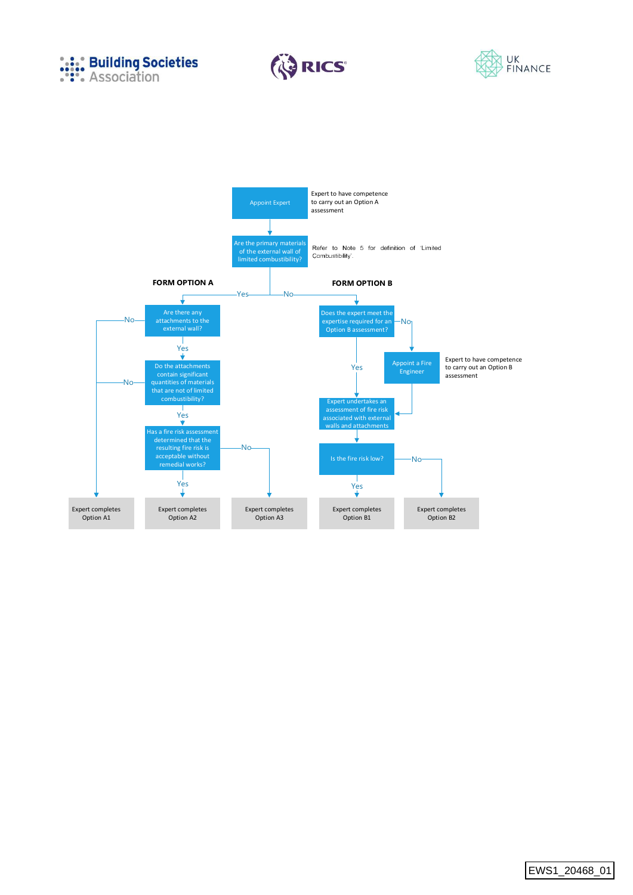Appoint Expert

Expert to have competence to carry out an Option A assessment

Are the primary materials of the external wall of limited combustibility?

Refer to Note 5 for definition of 'Limited Combustibility'.

**FORM OPTION A**

**FORM OPTION B**

Yes

No

Are there any attachments to the external wall?

No

Yes

Do the attachments contain significant quantities of materials that are not of limited combustibility?

No

Yes

Has a fire risk assessment determined that the resulting fire risk is acceptable without remedial works?

No

Yes

Does the expert meet the expertise required for an Option B assessment?

No

Appoint a Fire Engineer

Expert to have competence to carry out an Option B assessment

Yes

Expert undertakes an assessment of fire risk associated with external walls and attachments

Is the fire risk low?

No

Yes

Expert completes Option A1

Expert completes Option A2

Expert completes Option A3

Expert completes Option B1

Expert completes Option B2

EWS1_20468_01